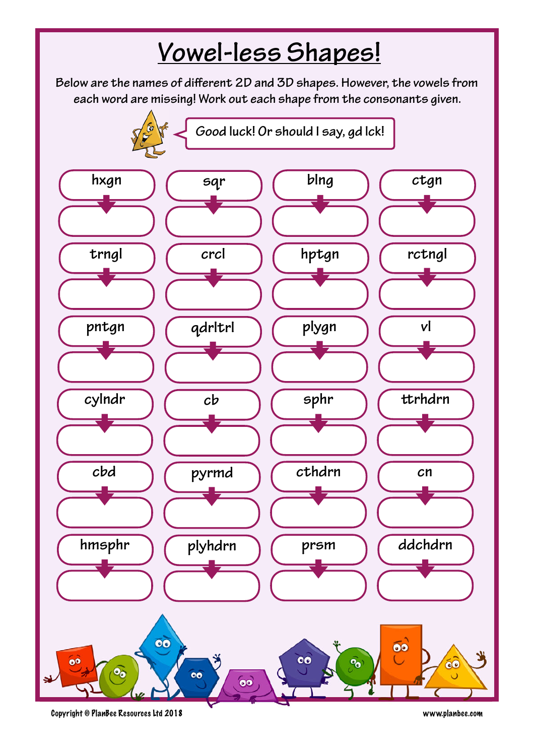# Vowel-less Shapes!

Below are the names of different 2D and 3D shapes. However, the vowels from each word are missing! Work out each shape from the consonants given.

Good luck! Or should I say, gd lck!

| | | | |
|---|---|---|---|
| hxgn | sqr | blng | ctgn |
| | | | |
| trngl | crcl | hptgn | rctngl |
| | | | |
| pntgn | qdrltrl | plygn | vl |
| | | | |
| cylndr | cb | sphr | ttrhdrn |
| | | | |
| cbd | pyrmd | cthdrn | cn |
| | | | |
| hmsphr | plyhdrn | prsm | ddchdrn |
| | | | |

Copyright © PlanBee Resources Ltd 2018

www.planbee.com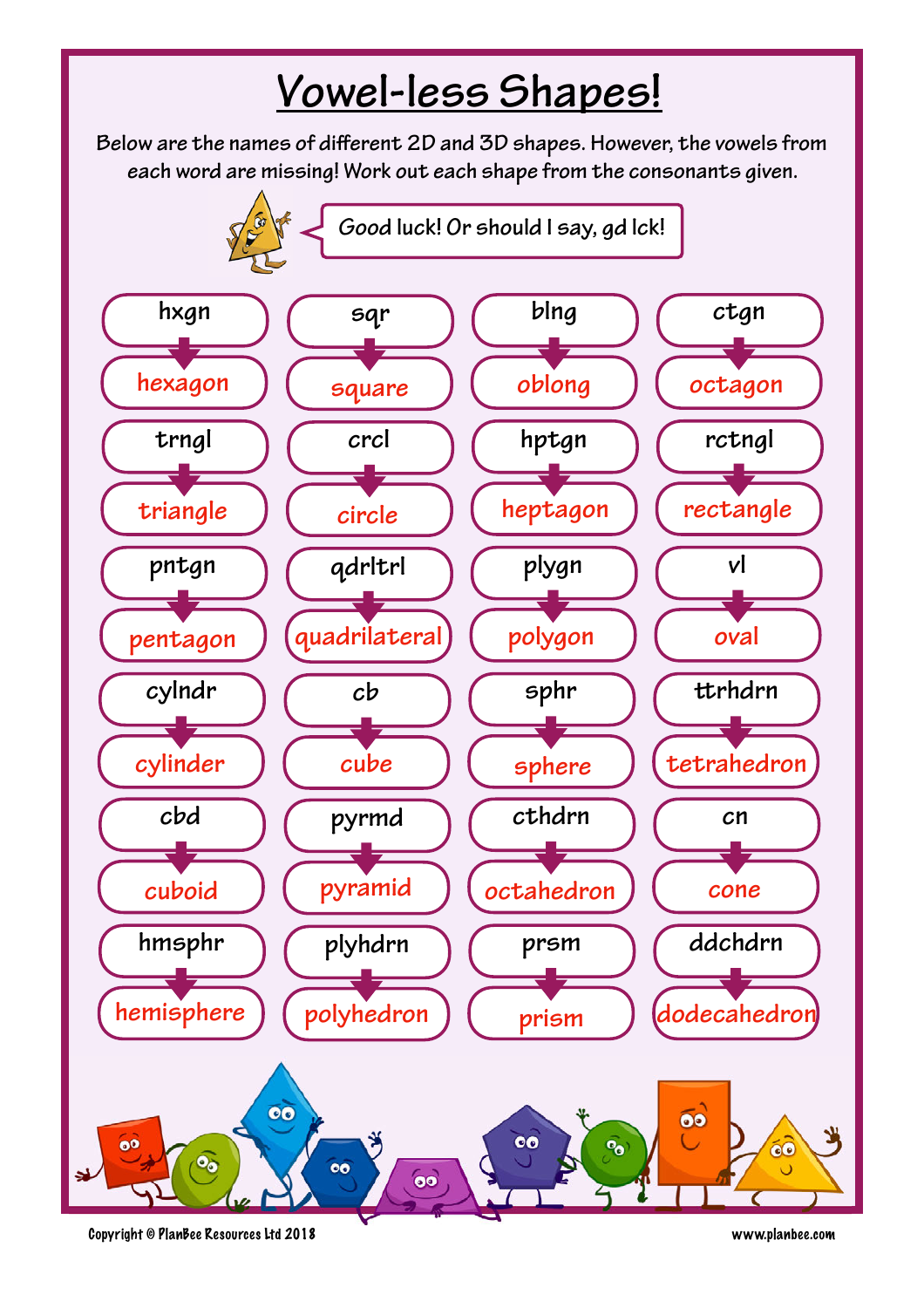# Vowel-less Shapes!

Below are the names of different 2D and 3D shapes. However, the vowels from each word are missing! Work out each shape from the consonants given.

Good luck! Or should I say, gd lck!

| | | | |
|---|---|---|---|
| hxgn → hexagon | sqr → square | blng → oblong | ctgn → octagon |
| trngl → triangle | crcl → circle | hptgn → heptagon | rctngl → rectangle |
| pntgn → pentagon | qdrltrl → quadrilateral | plygn → polygon | vl → oval |
| cylndr → cylinder | cb → cube | sphr → sphere | ttrhdrn → tetrahedron |
| cbd → cuboid | pyrmd → pyramid | cthdrn → octahedron | cn → cone |
| hmsphr → hemisphere | plyhdrn → polyhedron | prsm → prism | ddchdrn → dodecahedron |

Copyright © PlanBee Resources Ltd 2018

www.planbee.com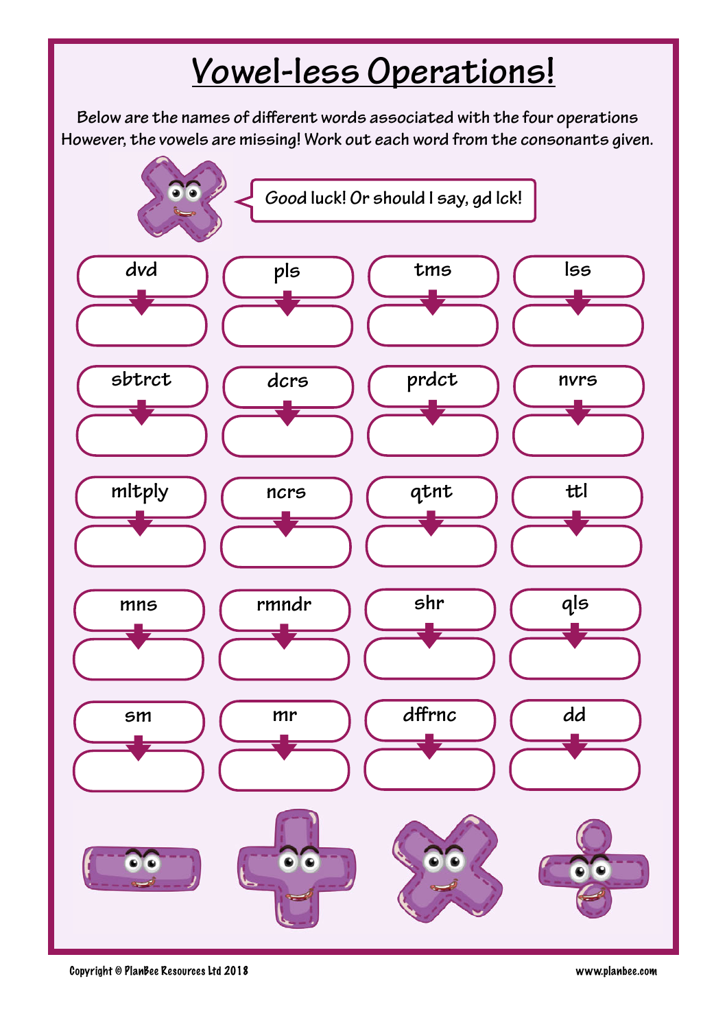# Vowel-less Operations!

Below are the names of different words associated with the four operations
However, the vowels are missing! Work out each word from the consonants given.

Good luck! Or should I say, gd lck!

| | | | |
|---|---|---|---|
| dvd | pls | tms | lss |
| | | | |
| sbtrct | dcrs | prdct | nvrs |
| | | | |
| mltply | ncrs | qtnt | ttl |
| | | | |
| mns | rmndr | shr | qls |
| | | | |
| sm | mr | dffrnc | dd |
| | | | |

Copyright © PlanBee Resources Ltd 2018

www.planbee.com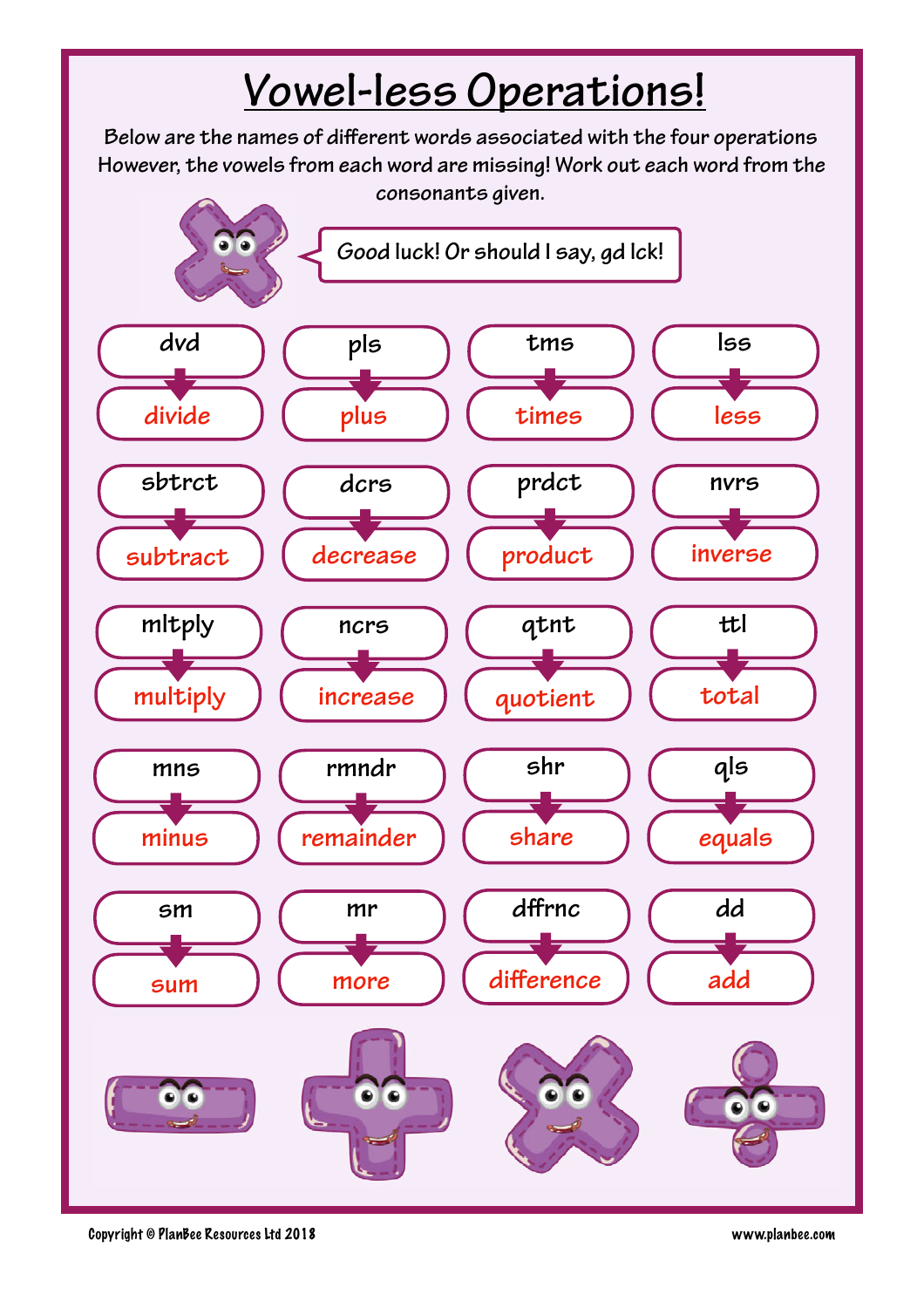# Vowel-less Operations!

Below are the names of different words associated with the four operations However, the vowels from each word are missing! Work out each word from the consonants given.

Good luck! Or should I say, gd lck!

| Consonants | Word | Consonants | Word | Consonants | Word | Consonants | Word |
|---|---|---|---|---|---|---|---|
| dvd | divide | pls | plus | tms | times | lss | less |
| sbtrct | subtract | dcrs | decrease | prdct | product | nvrs | inverse |
| mltply | multiply | ncrs | increase | qtnt | quotient | ttl | total |
| mns | minus | rmndr | remainder | shr | share | qls | equals |
| sm | sum | mr | more | dffrnc | difference | dd | add |

Copyright © PlanBee Resources Ltd 2018

www.planbee.com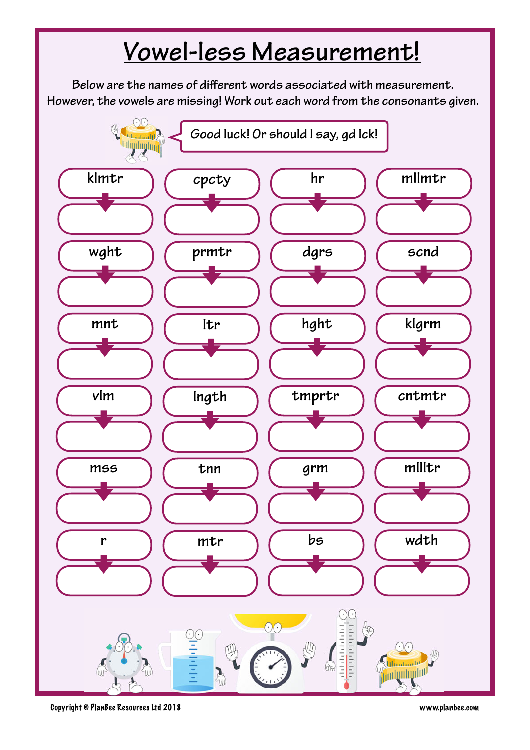# Vowel-less Measurement!

Below are the names of different words associated with measurement. However, the vowels are missing! Work out each word from the consonants given.

Good luck! Or should I say, gd lck!

| | | | |
|---|---|---|---|
| klmtr | cpcty | hr | mllmtr |
| | | | |
| wght | prmtr | dgrs | scnd |
| | | | |
| mnt | ltr | hght | klgrm |
| | | | |
| vlm | lngth | tmprtr | cntmtr |
| | | | |
| mss | tnn | grm | mllltr |
| | | | |
| r | mtr | bs | wdth |
| | | | |

Copyright © PlanBee Resources Ltd 2018

www.planbee.com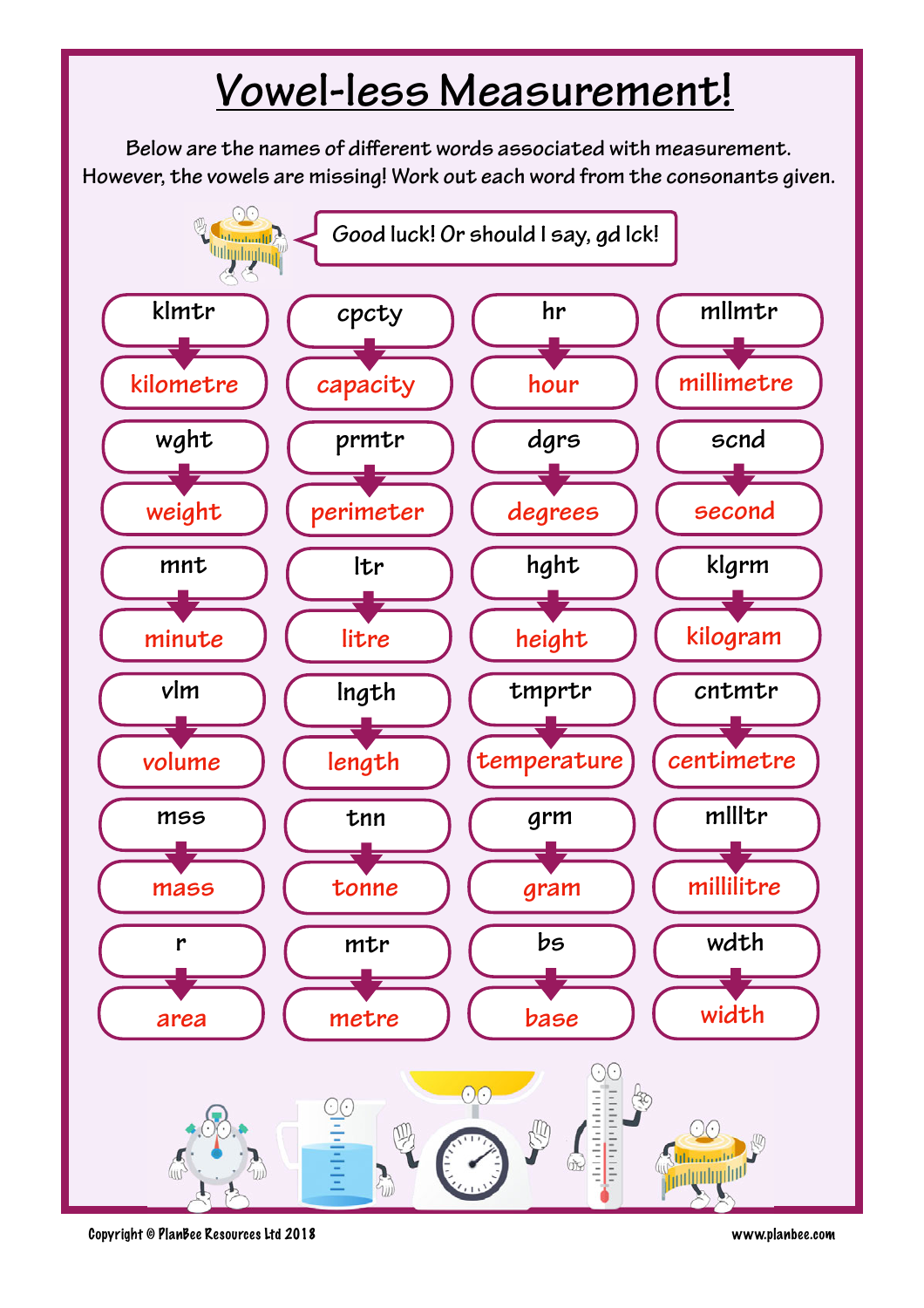# Vowel-less Measurement!

Below are the names of different words associated with measurement. However, the vowels are missing! Work out each word from the consonants given.

Good luck! Or should I say, gd lck!

| | | | |
|---|---|---|---|
| klmtr | cpcty | hr | mllmtr |
| kilometre | capacity | hour | millimetre |
| wght | prmtr | dgrs | scnd |
| weight | perimeter | degrees | second |
| mnt | ltr | hght | klgrm |
| minute | litre | height | kilogram |
| vlm | lngth | tmprtr | cntmtr |
| volume | length | temperature | centimetre |
| mss | tnn | grm | mllltr |
| mass | tonne | gram | millilitre |
| r | mtr | bs | wdth |
| area | metre | base | width |

Copyright © PlanBee Resources Ltd 2018

www.planbee.com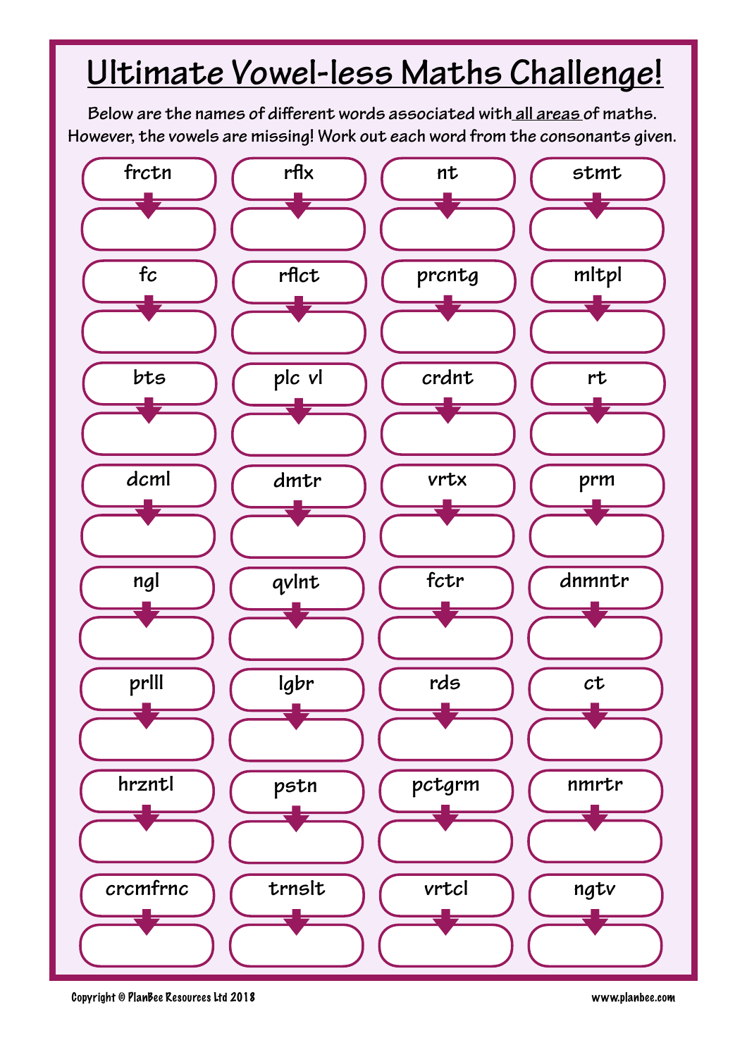# Ultimate Vowel-less Maths Challenge!

Below are the names of different words associated with all areas of maths. However, the vowels are missing! Work out each word from the consonants given.

| | | | |
|---|---|---|---|
| frctn | rflx | nt | stmt |
| | | | |
| fc | rflct | prcntg | mltpl |
| | | | |
| bts | plc vl | crdnt | rt |
| | | | |
| dcml | dmtr | vrtx | prm |
| | | | |
| ngl | qvlnt | fctr | dnmntr |
| | | | |
| prlll | lgbr | rds | ct |
| | | | |
| hrzntl | pstn | pctgrm | nmrtr |
| | | | |
| crcmfrnc | trnslt | vrtcl | ngtv |
| | | | |

Copyright © PlanBee Resources Ltd 2018 www.planbee.com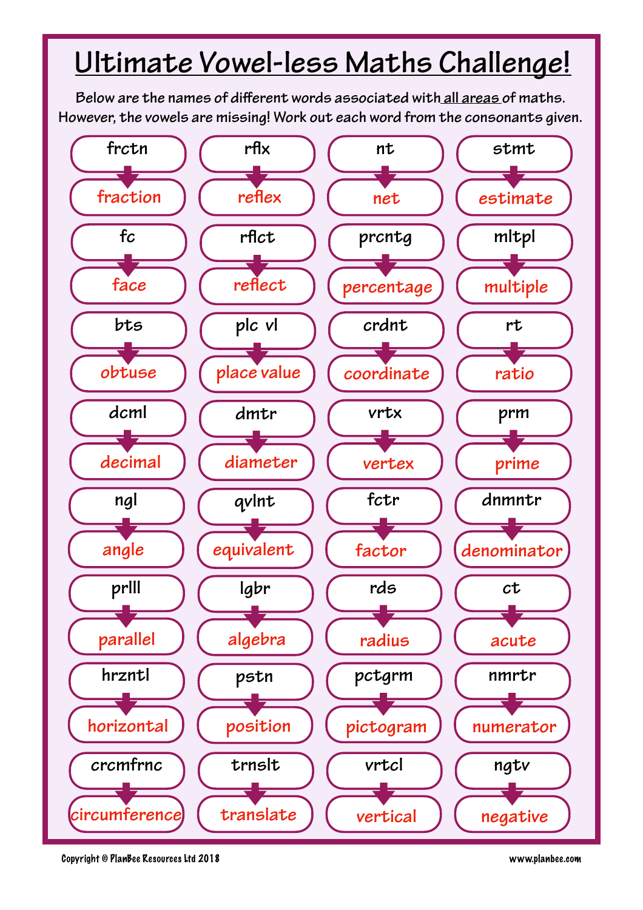# Ultimate Vowel-less Maths Challenge!

**Below are the names of different words associated with all areas of maths. However, the vowels are missing! Work out each word from the consonants given.**

| | | | |
|---|---|---|---|
| frctn → fraction | rflx → reflex | nt → net | stmt → estimate |
| fc → face | rflct → reflect | prcntg → percentage | mltpl → multiple |
| bts → obtuse | plc vl → place value | crdnt → coordinate | rt → ratio |
| dcml → decimal | dmtr → diameter | vrtx → vertex | prm → prime |
| ngl → angle | qvlnt → equivalent | fctr → factor | dnmntr → denominator |
| prlll → parallel | lgbr → algebra | rds → radius | ct → acute |
| hrzntl → horizontal | pstn → position | pctgrm → pictogram | nmrtr → numerator |
| crcmfrnc → circumference | trnslt → translate | vrtcl → vertical | ngtv → negative |

Copyright © PlanBee Resources Ltd 2018 www.planbee.com